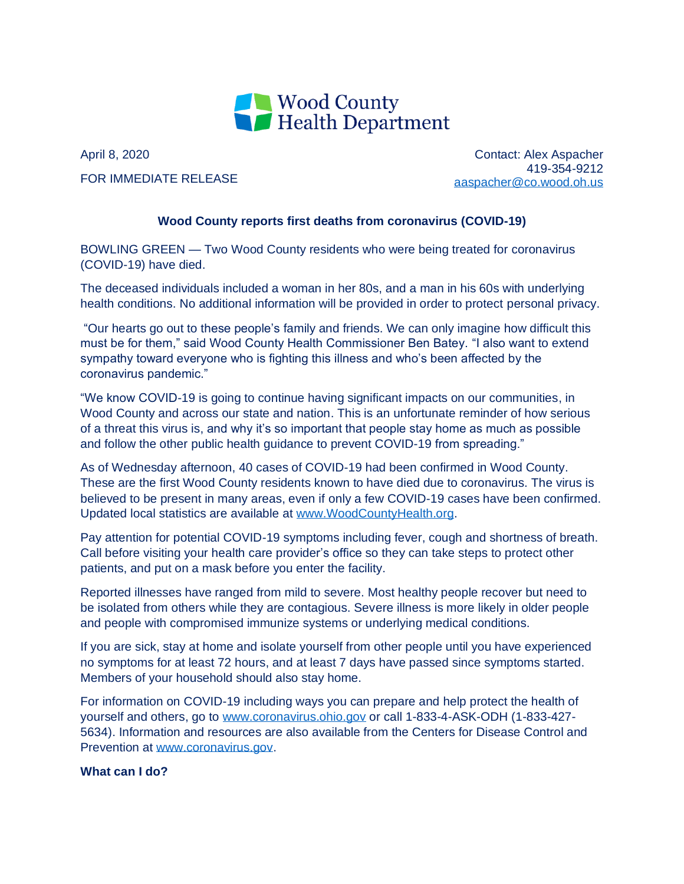Wood County Health Department

April 8, 2020

FOR IMMEDIATE RELEASE

Contact: Alex Aspacher
419-354-9212
aaspacher@co.wood.oh.us

## Wood County reports first deaths from coronavirus (COVID-19)

BOWLING GREEN — Two Wood County residents who were being treated for coronavirus (COVID-19) have died.

The deceased individuals included a woman in her 80s, and a man in his 60s with underlying health conditions. No additional information will be provided in order to protect personal privacy.

"Our hearts go out to these people's family and friends. We can only imagine how difficult this must be for them," said Wood County Health Commissioner Ben Batey. "I also want to extend sympathy toward everyone who is fighting this illness and who's been affected by the coronavirus pandemic."

"We know COVID-19 is going to continue having significant impacts on our communities, in Wood County and across our state and nation. This is an unfortunate reminder of how serious of a threat this virus is, and why it's so important that people stay home as much as possible and follow the other public health guidance to prevent COVID-19 from spreading."

As of Wednesday afternoon, 40 cases of COVID-19 had been confirmed in Wood County. These are the first Wood County residents known to have died due to coronavirus. The virus is believed to be present in many areas, even if only a few COVID-19 cases have been confirmed. Updated local statistics are available at www.WoodCountyHealth.org.

Pay attention for potential COVID-19 symptoms including fever, cough and shortness of breath. Call before visiting your health care provider's office so they can take steps to protect other patients, and put on a mask before you enter the facility.

Reported illnesses have ranged from mild to severe. Most healthy people recover but need to be isolated from others while they are contagious. Severe illness is more likely in older people and people with compromised immunize systems or underlying medical conditions.

If you are sick, stay at home and isolate yourself from other people until you have experienced no symptoms for at least 72 hours, and at least 7 days have passed since symptoms started. Members of your household should also stay home.

For information on COVID-19 including ways you can prepare and help protect the health of yourself and others, go to www.coronavirus.ohio.gov or call 1-833-4-ASK-ODH (1-833-427-5634). Information and resources are also available from the Centers for Disease Control and Prevention at www.coronavirus.gov.

**What can I do?**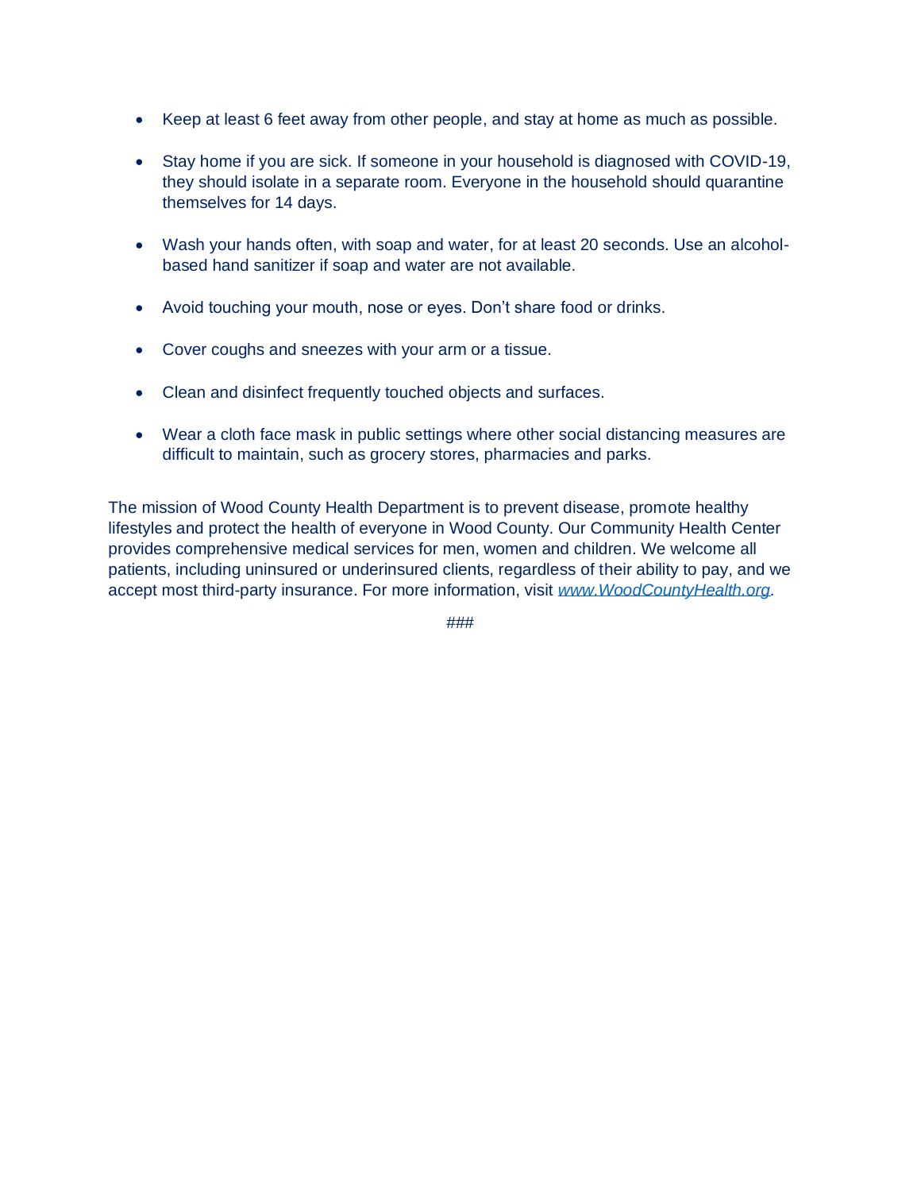- Keep at least 6 feet away from other people, and stay at home as much as possible.
- Stay home if you are sick. If someone in your household is diagnosed with COVID-19, they should isolate in a separate room. Everyone in the household should quarantine themselves for 14 days.
- Wash your hands often, with soap and water, for at least 20 seconds. Use an alcohol-based hand sanitizer if soap and water are not available.
- Avoid touching your mouth, nose or eyes. Don't share food or drinks.
- Cover coughs and sneezes with your arm or a tissue.
- Clean and disinfect frequently touched objects and surfaces.
- Wear a cloth face mask in public settings where other social distancing measures are difficult to maintain, such as grocery stores, pharmacies and parks.

The mission of Wood County Health Department is to prevent disease, promote healthy lifestyles and protect the health of everyone in Wood County. Our Community Health Center provides comprehensive medical services for men, women and children. We welcome all patients, including uninsured or underinsured clients, regardless of their ability to pay, and we accept most third-party insurance. For more information, visit *www.WoodCountyHealth.org.*

###